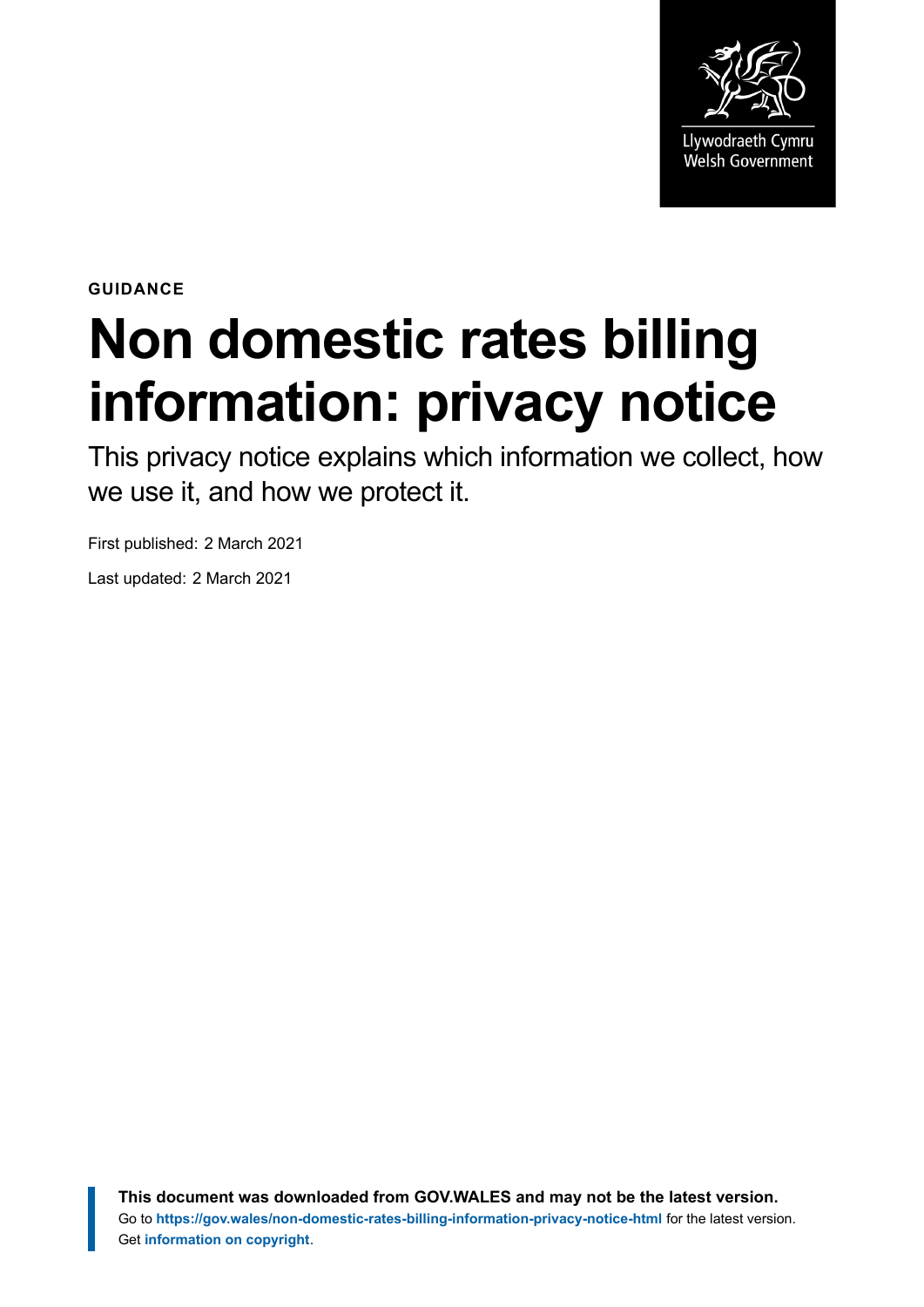Llywodraeth Cymru
Welsh Government

**GUIDANCE**

# Non domestic rates billing information: privacy notice

This privacy notice explains which information we collect, how we use it, and how we protect it.

First published: 2 March 2021

Last updated: 2 March 2021

**This document was downloaded from GOV.WALES and may not be the latest version.**
Go to **https://gov.wales/non-domestic-rates-billing-information-privacy-notice-html** for the latest version.
Get **information on copyright**.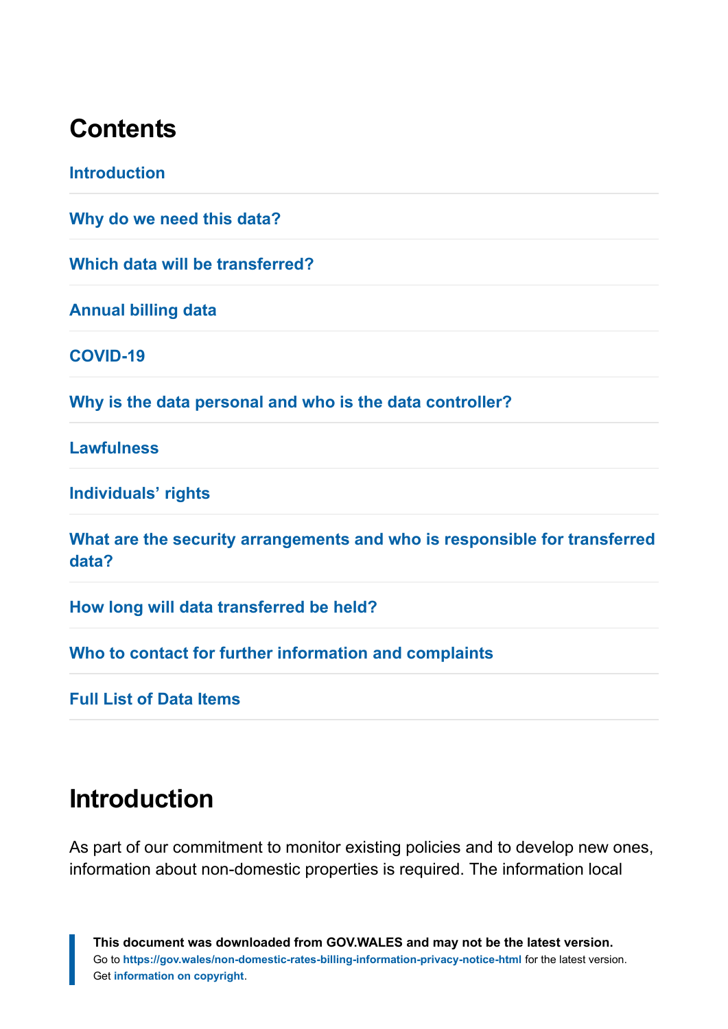## Contents

Introduction

Why do we need this data?

Which data will be transferred?

Annual billing data

COVID-19

Why is the data personal and who is the data controller?

Lawfulness

Individuals' rights

What are the security arrangements and who is responsible for transferred data?

How long will data transferred be held?

Who to contact for further information and complaints

Full List of Data Items

## Introduction

As part of our commitment to monitor existing policies and to develop new ones, information about non-domestic properties is required. The information local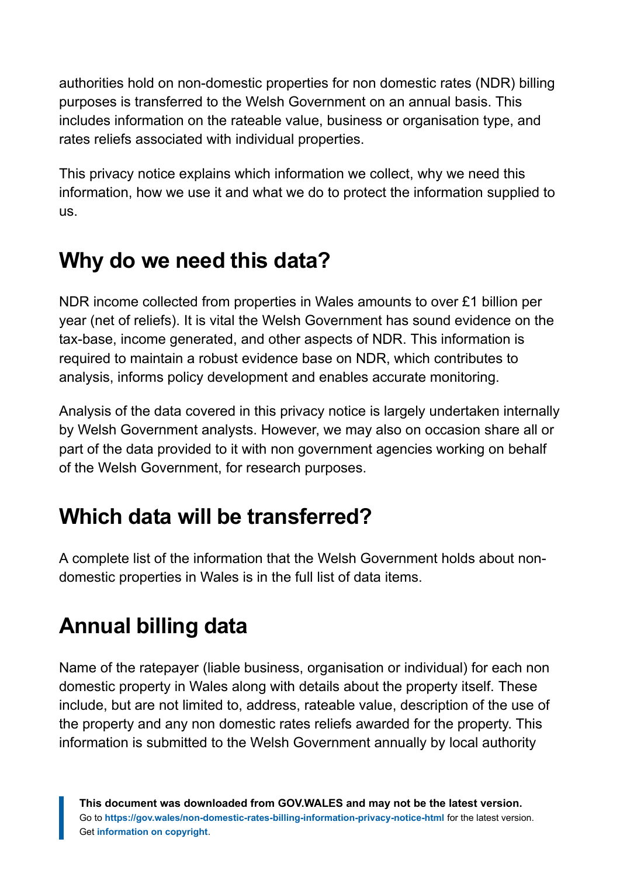authorities hold on non-domestic properties for non domestic rates (NDR) billing purposes is transferred to the Welsh Government on an annual basis. This includes information on the rateable value, business or organisation type, and rates reliefs associated with individual properties.

This privacy notice explains which information we collect, why we need this information, how we use it and what we do to protect the information supplied to us.

## Why do we need this data?

NDR income collected from properties in Wales amounts to over £1 billion per year (net of reliefs). It is vital the Welsh Government has sound evidence on the tax-base, income generated, and other aspects of NDR. This information is required to maintain a robust evidence base on NDR, which contributes to analysis, informs policy development and enables accurate monitoring.

Analysis of the data covered in this privacy notice is largely undertaken internally by Welsh Government analysts. However, we may also on occasion share all or part of the data provided to it with non government agencies working on behalf of the Welsh Government, for research purposes.

## Which data will be transferred?

A complete list of the information that the Welsh Government holds about non-domestic properties in Wales is in the full list of data items.

## Annual billing data

Name of the ratepayer (liable business, organisation or individual) for each non domestic property in Wales along with details about the property itself. These include, but are not limited to, address, rateable value, description of the use of the property and any non domestic rates reliefs awarded for the property. This information is submitted to the Welsh Government annually by local authority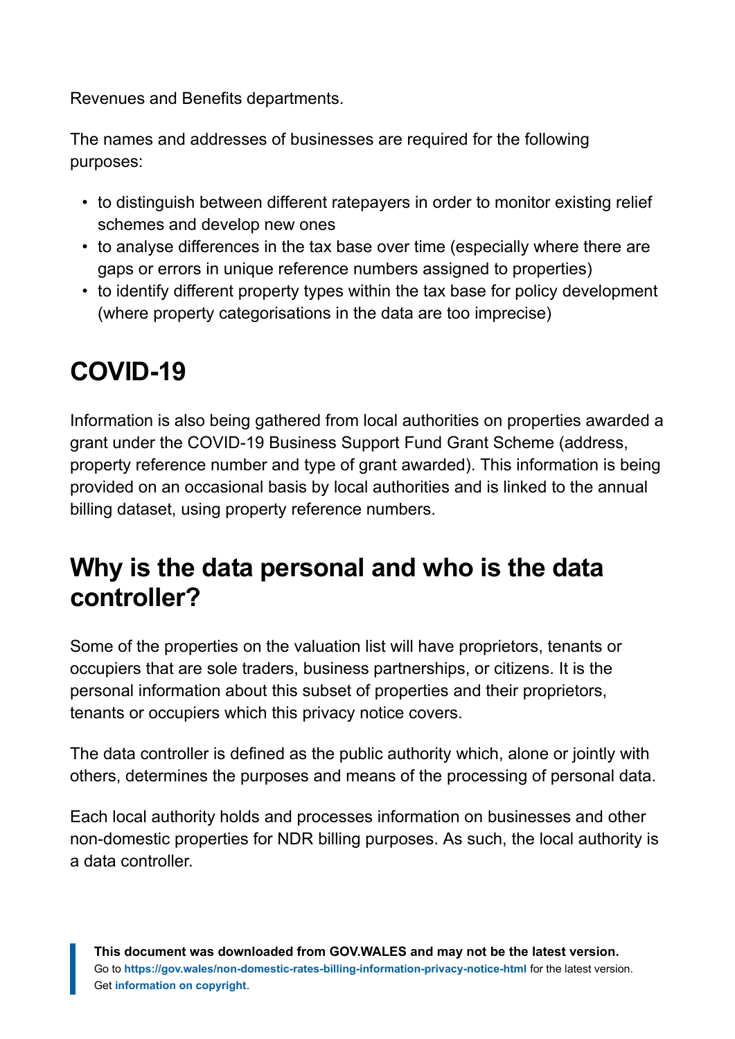Revenues and Benefits departments.

The names and addresses of businesses are required for the following purposes:

- to distinguish between different ratepayers in order to monitor existing relief schemes and develop new ones
- to analyse differences in the tax base over time (especially where there are gaps or errors in unique reference numbers assigned to properties)
- to identify different property types within the tax base for policy development (where property categorisations in the data are too imprecise)

## COVID-19

Information is also being gathered from local authorities on properties awarded a grant under the COVID-19 Business Support Fund Grant Scheme (address, property reference number and type of grant awarded). This information is being provided on an occasional basis by local authorities and is linked to the annual billing dataset, using property reference numbers.

## Why is the data personal and who is the data controller?

Some of the properties on the valuation list will have proprietors, tenants or occupiers that are sole traders, business partnerships, or citizens. It is the personal information about this subset of properties and their proprietors, tenants or occupiers which this privacy notice covers.

The data controller is defined as the public authority which, alone or jointly with others, determines the purposes and means of the processing of personal data.

Each local authority holds and processes information on businesses and other non-domestic properties for NDR billing purposes. As such, the local authority is a data controller.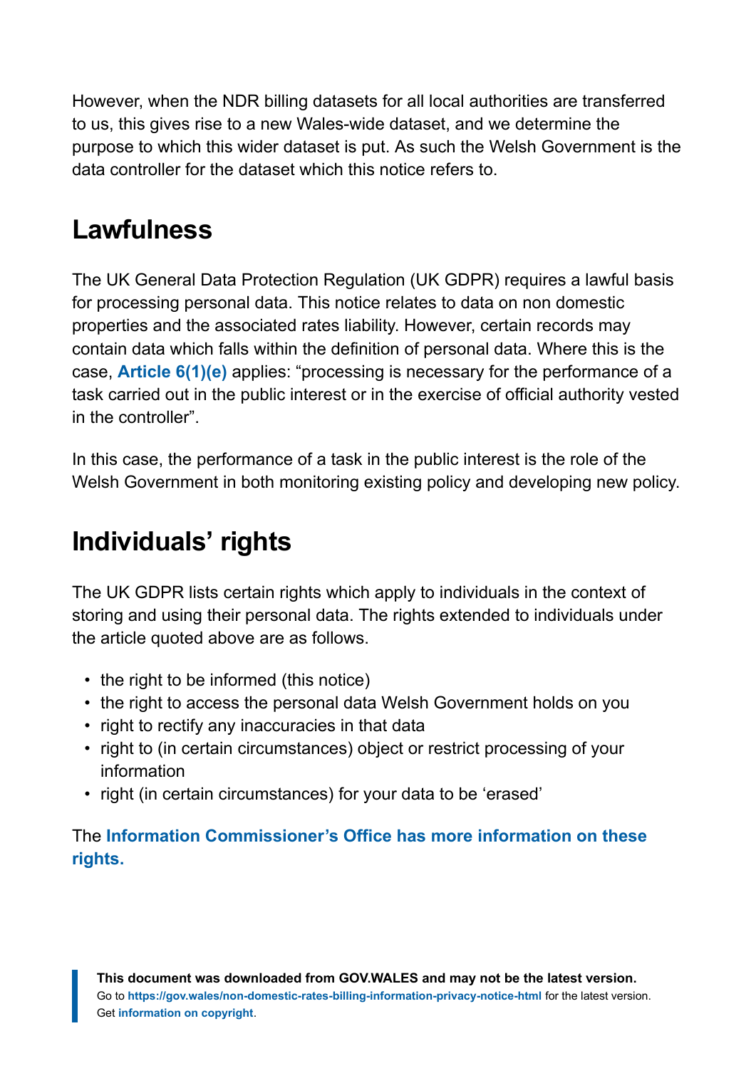However, when the NDR billing datasets for all local authorities are transferred to us, this gives rise to a new Wales-wide dataset, and we determine the purpose to which this wider dataset is put. As such the Welsh Government is the data controller for the dataset which this notice refers to.

## Lawfulness

The UK General Data Protection Regulation (UK GDPR) requires a lawful basis for processing personal data. This notice relates to data on non domestic properties and the associated rates liability. However, certain records may contain data which falls within the definition of personal data. Where this is the case, **Article 6(1)(e)** applies: "processing is necessary for the performance of a task carried out in the public interest or in the exercise of official authority vested in the controller".

In this case, the performance of a task in the public interest is the role of the Welsh Government in both monitoring existing policy and developing new policy.

## Individuals' rights

The UK GDPR lists certain rights which apply to individuals in the context of storing and using their personal data. The rights extended to individuals under the article quoted above are as follows.

- the right to be informed (this notice)
- the right to access the personal data Welsh Government holds on you
- right to rectify any inaccuracies in that data
- right to (in certain circumstances) object or restrict processing of your information
- right (in certain circumstances) for your data to be 'erased'

The **Information Commissioner's Office has more information on these rights.**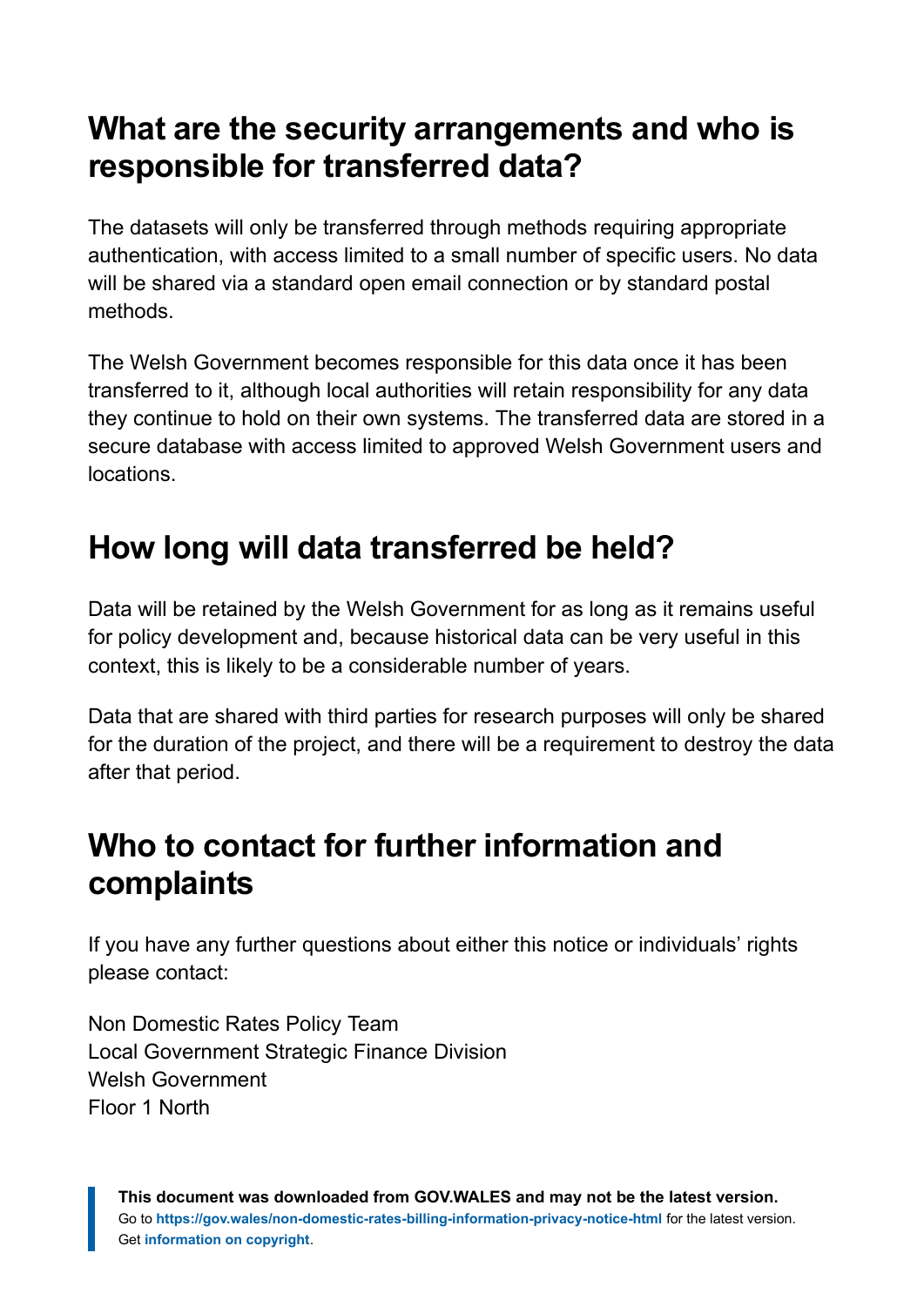## What are the security arrangements and who is responsible for transferred data?

The datasets will only be transferred through methods requiring appropriate authentication, with access limited to a small number of specific users. No data will be shared via a standard open email connection or by standard postal methods.

The Welsh Government becomes responsible for this data once it has been transferred to it, although local authorities will retain responsibility for any data they continue to hold on their own systems. The transferred data are stored in a secure database with access limited to approved Welsh Government users and locations.

## How long will data transferred be held?

Data will be retained by the Welsh Government for as long as it remains useful for policy development and, because historical data can be very useful in this context, this is likely to be a considerable number of years.

Data that are shared with third parties for research purposes will only be shared for the duration of the project, and there will be a requirement to destroy the data after that period.

## Who to contact for further information and complaints

If you have any further questions about either this notice or individuals' rights please contact:

Non Domestic Rates Policy Team
Local Government Strategic Finance Division
Welsh Government
Floor 1 North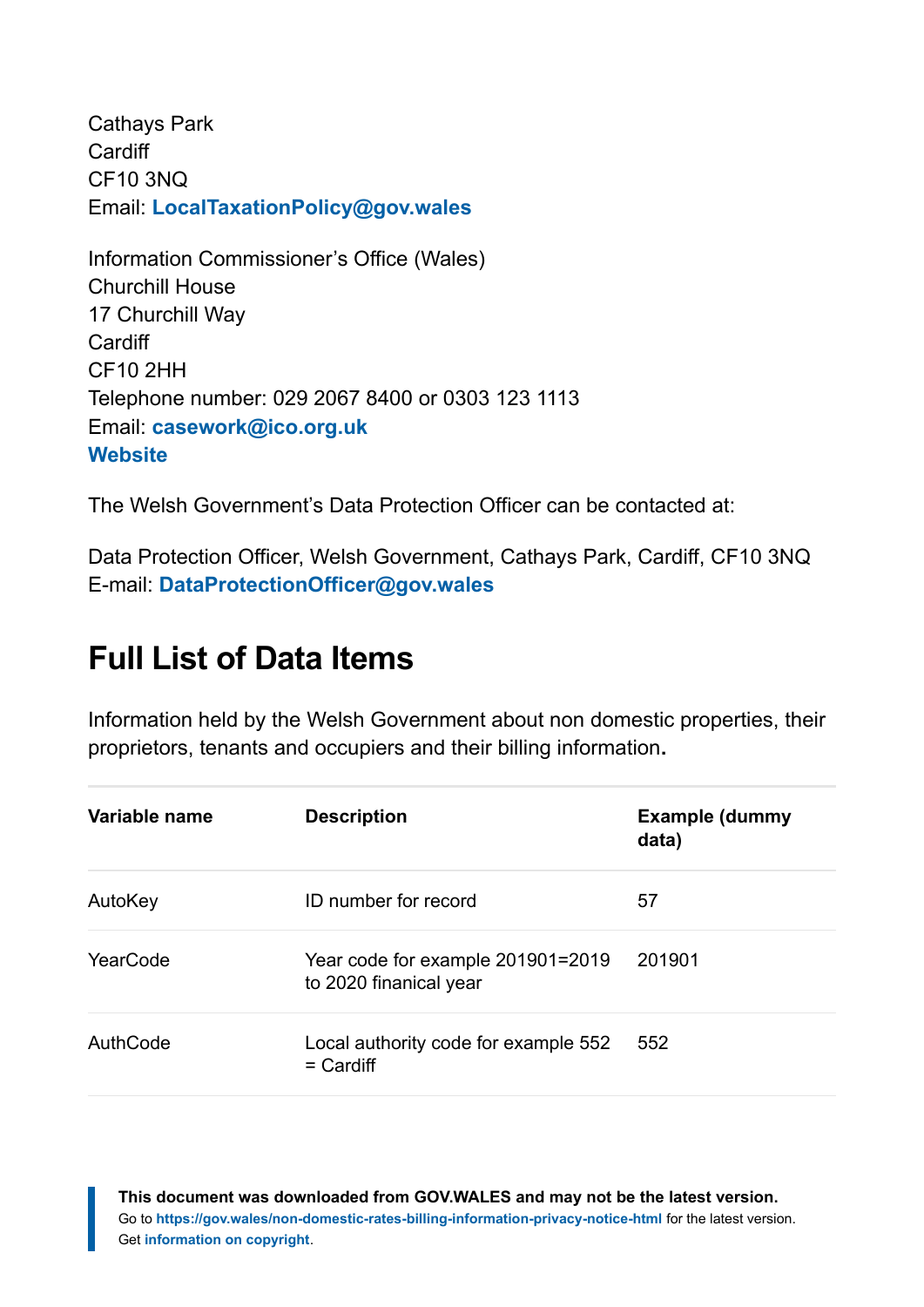Cathays Park
Cardiff
CF10 3NQ
Email: **LocalTaxationPolicy@gov.wales**

Information Commissioner's Office (Wales)
Churchill House
17 Churchill Way
Cardiff
CF10 2HH
Telephone number: 029 2067 8400 or 0303 123 1113
Email: **casework@ico.org.uk**
**Website**

The Welsh Government's Data Protection Officer can be contacted at:

Data Protection Officer, Welsh Government, Cathays Park, Cardiff, CF10 3NQ
E-mail: **DataProtectionOfficer@gov.wales**

## Full List of Data Items

Information held by the Welsh Government about non domestic properties, their proprietors, tenants and occupiers and their billing information**.**

| Variable name | Description | Example (dummy data) |
| --- | --- | --- |
| AutoKey | ID number for record | 57 |
| YearCode | Year code for example 201901=2019 to 2020 finanical year | 201901 |
| AuthCode | Local authority code for example 552 = Cardiff | 552 |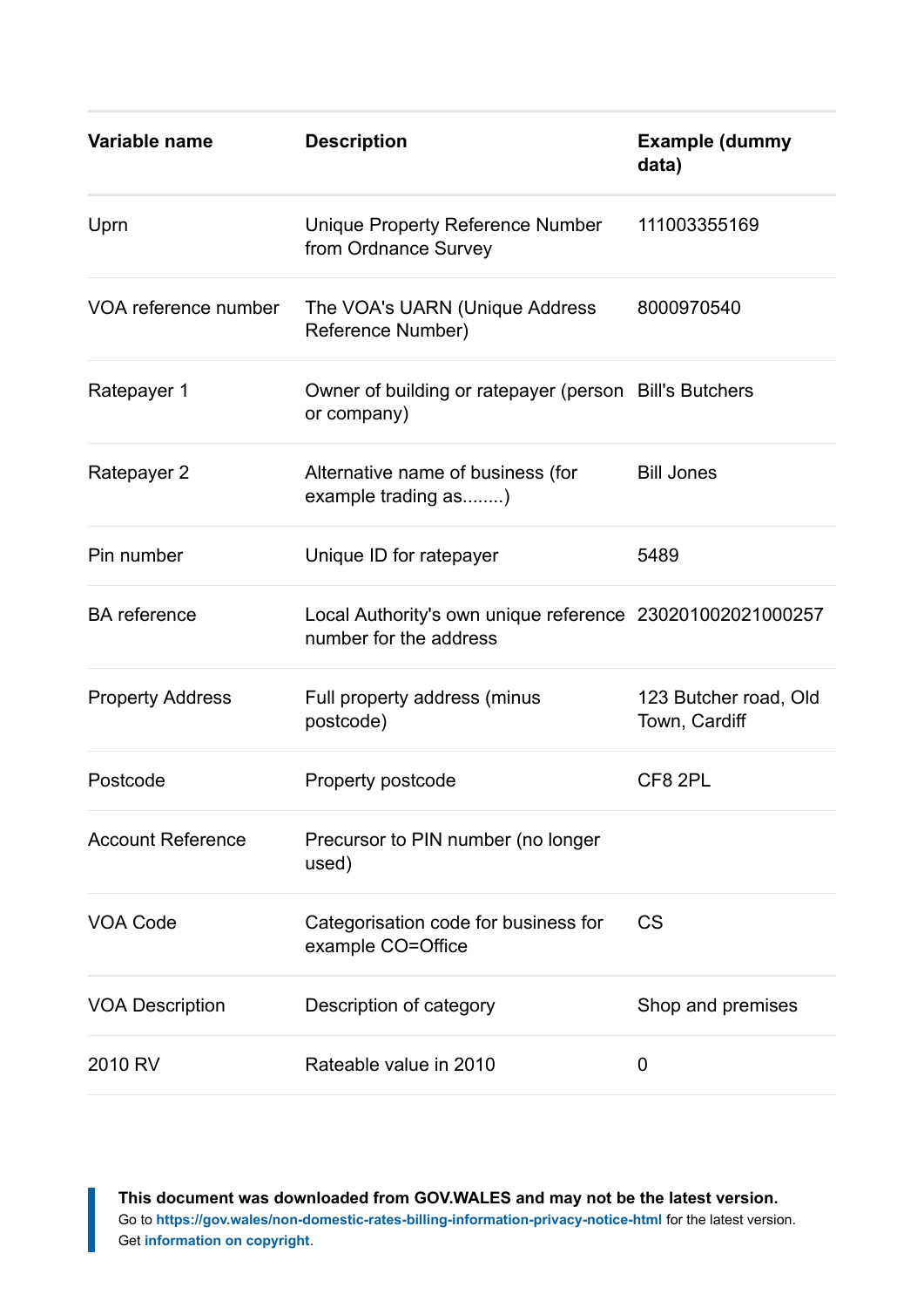| Variable name | Description | Example (dummy data) |
| --- | --- | --- |
| Uprn | Unique Property Reference Number from Ordnance Survey | 111003355169 |
| VOA reference number | The VOA's UARN (Unique Address Reference Number) | 8000970540 |
| Ratepayer 1 | Owner of building or ratepayer (person or company) | Bill's Butchers |
| Ratepayer 2 | Alternative name of business (for example trading as........) | Bill Jones |
| Pin number | Unique ID for ratepayer | 5489 |
| BA reference | Local Authority's own unique reference number for the address | 230201002021000257 |
| Property Address | Full property address (minus postcode) | 123 Butcher road, Old Town, Cardiff |
| Postcode | Property postcode | CF8 2PL |
| Account Reference | Precursor to PIN number (no longer used) | |
| VOA Code | Categorisation code for business for example CO=Office | CS |
| VOA Description | Description of category | Shop and premises |
| 2010 RV | Rateable value in 2010 | 0 |

**This document was downloaded from GOV.WALES and may not be the latest version.**
Go to https://gov.wales/non-domestic-rates-billing-information-privacy-notice-html for the latest version.
Get information on copyright.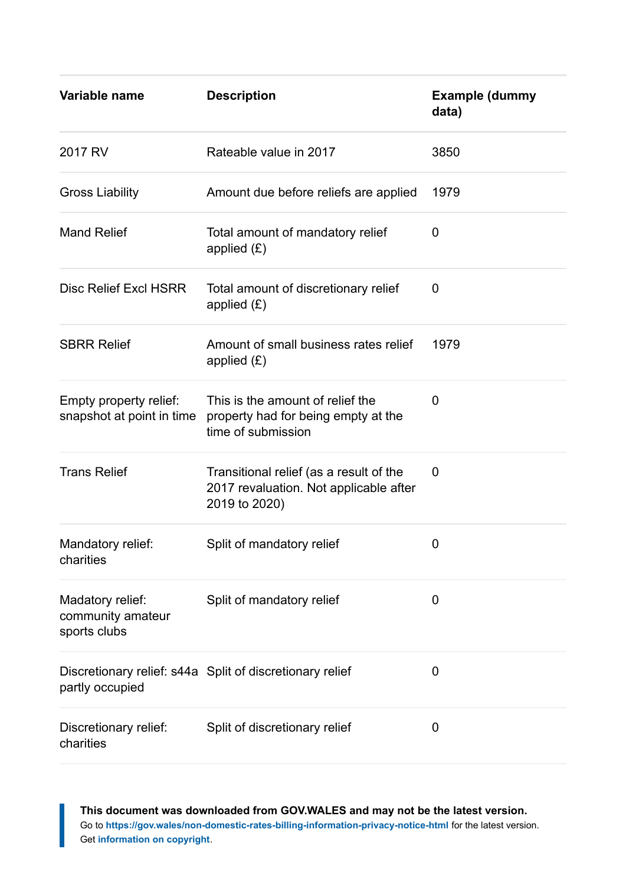| Variable name | Description | Example (dummy data) |
|---|---|---|
| 2017 RV | Rateable value in 2017 | 3850 |
| Gross Liability | Amount due before reliefs are applied | 1979 |
| Mand Relief | Total amount of mandatory relief applied (£) | 0 |
| Disc Relief Excl HSRR | Total amount of discretionary relief applied (£) | 0 |
| SBRR Relief | Amount of small business rates relief applied (£) | 1979 |
| Empty property relief: snapshot at point in time | This is the amount of relief the property had for being empty at the time of submission | 0 |
| Trans Relief | Transitional relief (as a result of the 2017 revaluation. Not applicable after 2019 to 2020) | 0 |
| Mandatory relief: charities | Split of mandatory relief | 0 |
| Madatory relief: community amateur sports clubs | Split of mandatory relief | 0 |
| Discretionary relief: s44a partly occupied | Split of discretionary relief | 0 |
| Discretionary relief: charities | Split of discretionary relief | 0 |

**This document was downloaded from GOV.WALES and may not be the latest version.**
Go to **https://gov.wales/non-domestic-rates-billing-information-privacy-notice-html** for the latest version.
Get **information on copyright**.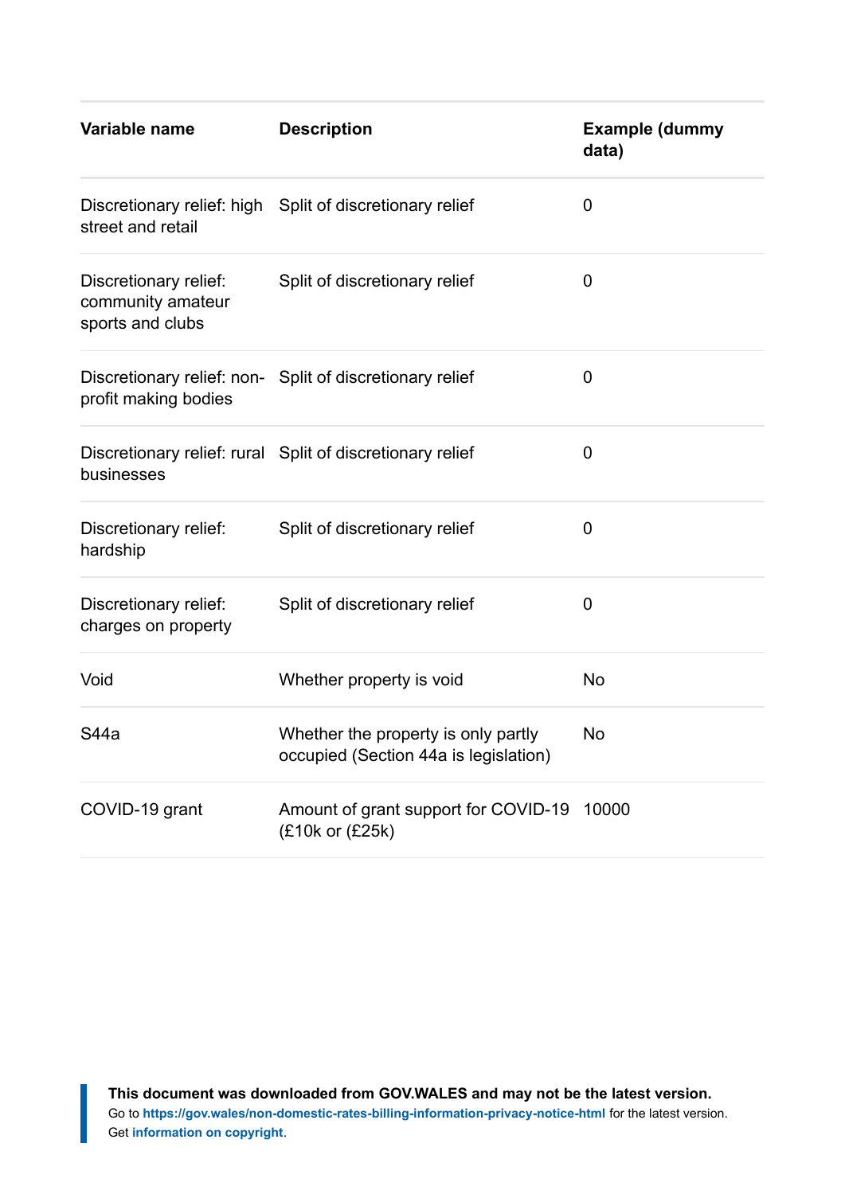| Variable name | Description | Example (dummy data) |
|---|---|---|
| Discretionary relief: high street and retail | Split of discretionary relief | 0 |
| Discretionary relief: community amateur sports and clubs | Split of discretionary relief | 0 |
| Discretionary relief: non-profit making bodies | Split of discretionary relief | 0 |
| Discretionary relief: rural businesses | Split of discretionary relief | 0 |
| Discretionary relief: hardship | Split of discretionary relief | 0 |
| Discretionary relief: charges on property | Split of discretionary relief | 0 |
| Void | Whether property is void | No |
| S44a | Whether the property is only partly occupied (Section 44a is legislation) | No |
| COVID-19 grant | Amount of grant support for COVID-19 (£10k or (£25k) | 10000 |

**This document was downloaded from GOV.WALES and may not be the latest version.**
Go to **https://gov.wales/non-domestic-rates-billing-information-privacy-notice-html** for the latest version.
Get **information on copyright**.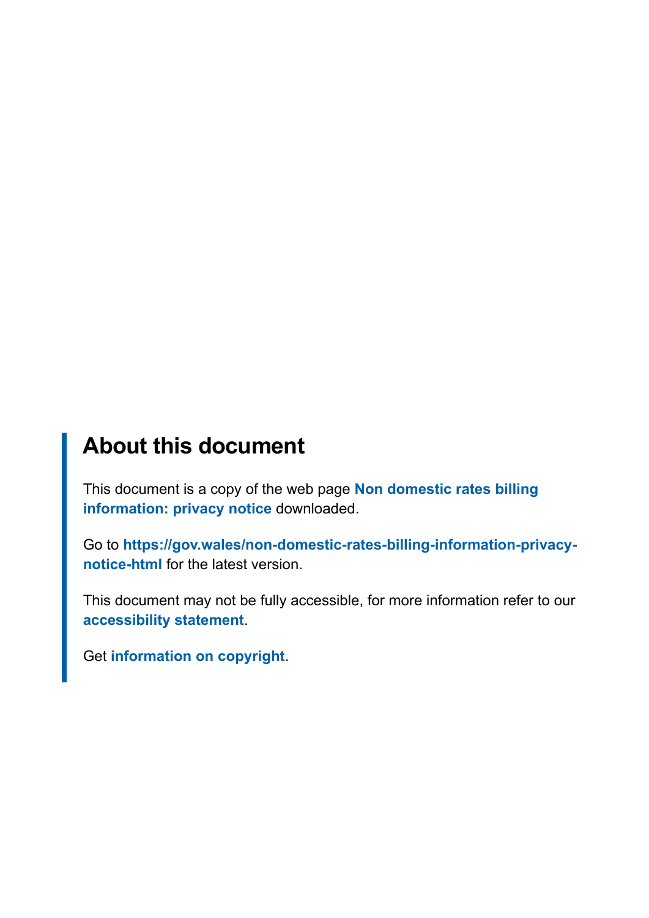## About this document

This document is a copy of the web page **Non domestic rates billing information: privacy notice** downloaded.

Go to **https://gov.wales/non-domestic-rates-billing-information-privacy-notice-html** for the latest version.

This document may not be fully accessible, for more information refer to our **accessibility statement**.

Get **information on copyright**.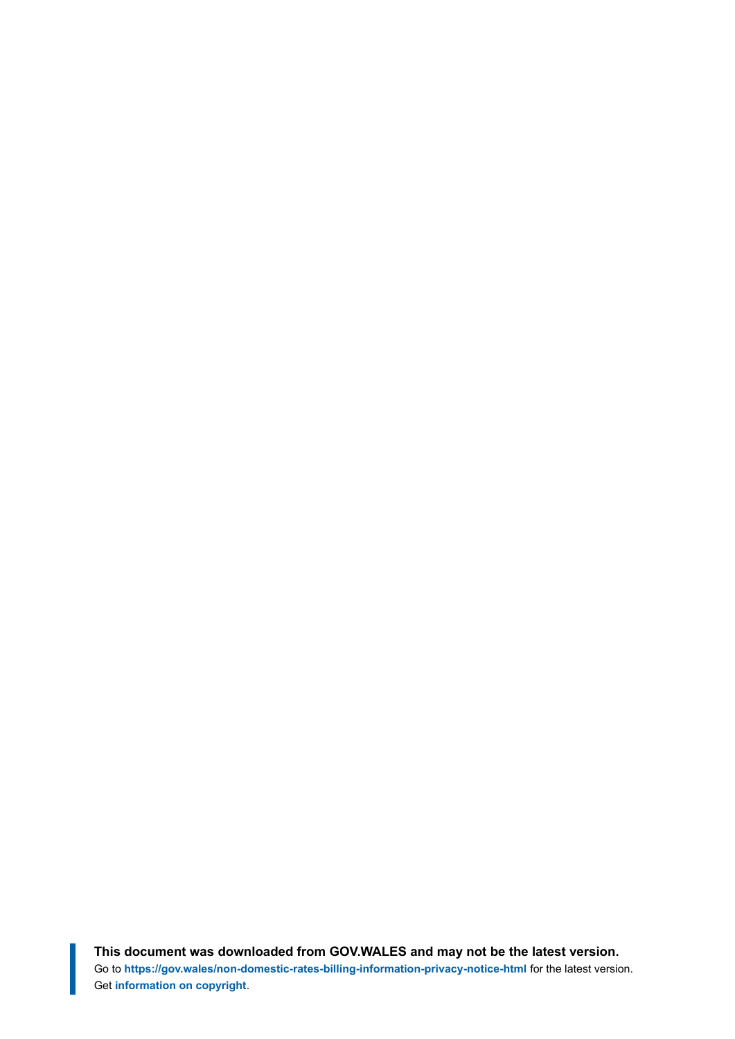**This document was downloaded from GOV.WALES and may not be the latest version.**
Go to **https://gov.wales/non-domestic-rates-billing-information-privacy-notice-html** for the latest version.
Get **information on copyright**.